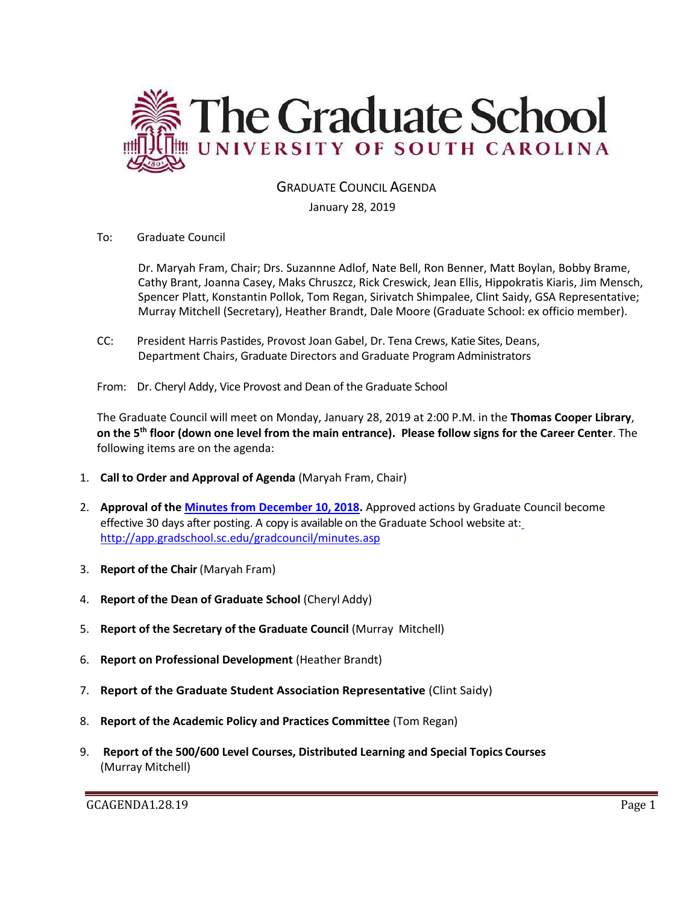# The Graduate School
## UNIVERSITY OF SOUTH CAROLINA

GRADUATE COUNCIL AGENDA

January 28, 2019

To: Graduate Council

Dr. Maryah Fram, Chair; Drs. Suzannne Adlof, Nate Bell, Ron Benner, Matt Boylan, Bobby Brame, Cathy Brant, Joanna Casey, Maks Chruszcz, Rick Creswick, Jean Ellis, Hippokratis Kiaris, Jim Mensch, Spencer Platt, Konstantin Pollok, Tom Regan, Sirivatch Shimpalee, Clint Saidy, GSA Representative; Murray Mitchell (Secretary), Heather Brandt, Dale Moore (Graduate School: ex officio member).

CC: President Harris Pastides, Provost Joan Gabel, Dr. Tena Crews, Katie Sites, Deans, Department Chairs, Graduate Directors and Graduate Program Administrators

From: Dr. Cheryl Addy, Vice Provost and Dean of the Graduate School

The Graduate Council will meet on Monday, January 28, 2019 at 2:00 P.M. in the **Thomas Cooper Library**, **on the 5th floor (down one level from the main entrance). Please follow signs for the Career Center**. The following items are on the agenda:

1. **Call to Order and Approval of Agenda** (Maryah Fram, Chair)
2. **Approval of the Minutes from December 10, 2018.** Approved actions by Graduate Council become effective 30 days after posting. A copy is available on the Graduate School website at: http://app.gradschool.sc.edu/gradcouncil/minutes.asp
3. **Report of the Chair** (Maryah Fram)
4. **Report of the Dean of Graduate School** (Cheryl Addy)
5. **Report of the Secretary of the Graduate Council** (Murray Mitchell)
6. **Report on Professional Development** (Heather Brandt)
7. **Report of the Graduate Student Association Representative** (Clint Saidy)
8. **Report of the Academic Policy and Practices Committee** (Tom Regan)
9. **Report of the 500/600 Level Courses, Distributed Learning and Special Topics Courses** (Murray Mitchell)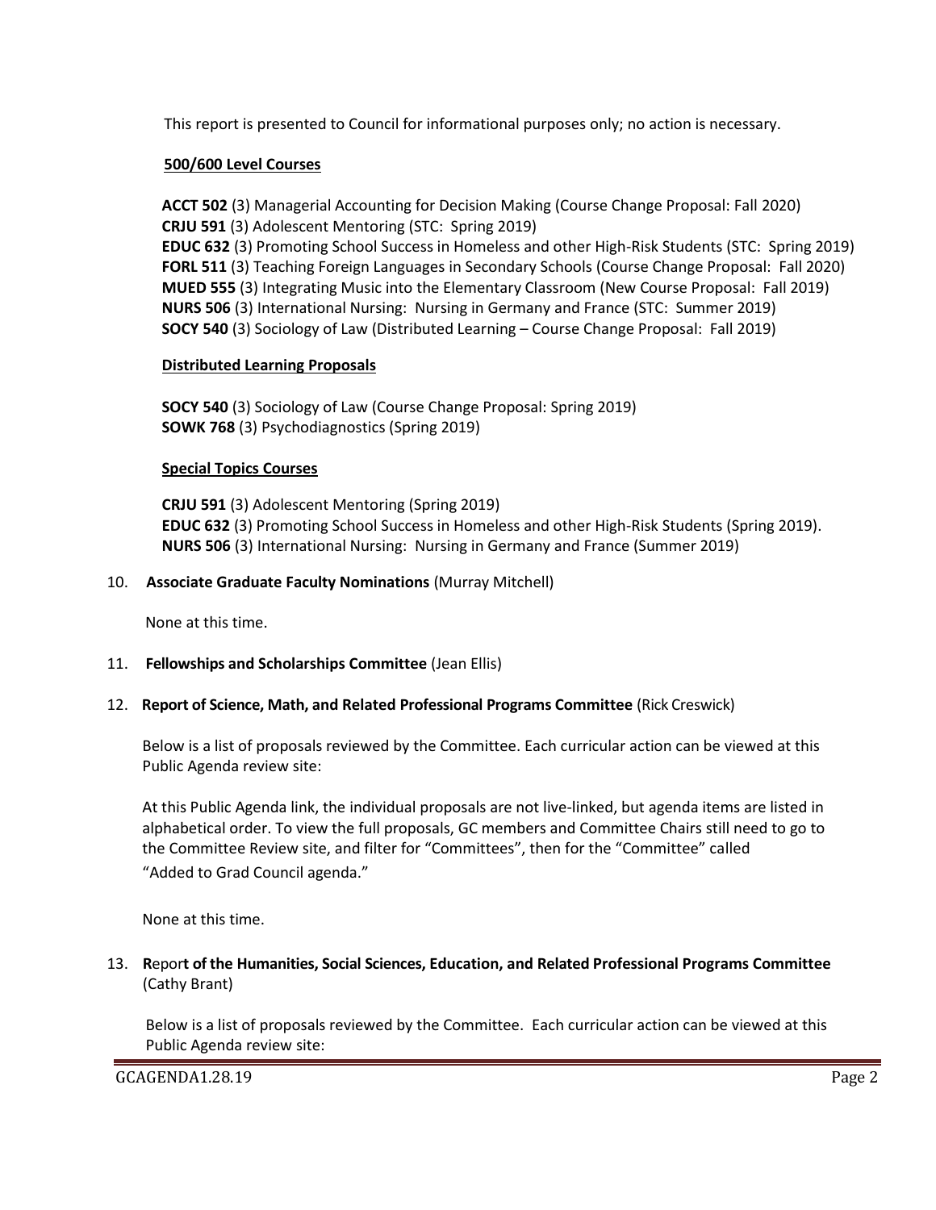This report is presented to Council for informational purposes only; no action is necessary.

**500/600 Level Courses**

**ACCT 502** (3) Managerial Accounting for Decision Making (Course Change Proposal: Fall 2020)
**CRJU 591** (3) Adolescent Mentoring (STC: Spring 2019)
**EDUC 632** (3) Promoting School Success in Homeless and other High-Risk Students (STC: Spring 2019)
**FORL 511** (3) Teaching Foreign Languages in Secondary Schools (Course Change Proposal: Fall 2020)
**MUED 555** (3) Integrating Music into the Elementary Classroom (New Course Proposal: Fall 2019)
**NURS 506** (3) International Nursing: Nursing in Germany and France (STC: Summer 2019)
**SOCY 540** (3) Sociology of Law (Distributed Learning – Course Change Proposal: Fall 2019)

**Distributed Learning Proposals**

**SOCY 540** (3) Sociology of Law (Course Change Proposal: Spring 2019)
**SOWK 768** (3) Psychodiagnostics (Spring 2019)

**Special Topics Courses**

**CRJU 591** (3) Adolescent Mentoring (Spring 2019)
**EDUC 632** (3) Promoting School Success in Homeless and other High-Risk Students (Spring 2019).
**NURS 506** (3) International Nursing: Nursing in Germany and France (Summer 2019)

10. **Associate Graduate Faculty Nominations** (Murray Mitchell)

    None at this time.

11. **Fellowships and Scholarships Committee** (Jean Ellis)

12. **Report of Science, Math, and Related Professional Programs Committee** (Rick Creswick)

    Below is a list of proposals reviewed by the Committee. Each curricular action can be viewed at this Public Agenda review site:

    At this Public Agenda link, the individual proposals are not live-linked, but agenda items are listed in alphabetical order. To view the full proposals, GC members and Committee Chairs still need to go to the Committee Review site, and filter for "Committees", then for the "Committee" called "Added to Grad Council agenda."

    None at this time.

13. **R**epor**t of the Humanities, Social Sciences, Education, and Related Professional Programs Committee** (Cathy Brant)

    Below is a list of proposals reviewed by the Committee. Each curricular action can be viewed at this Public Agenda review site: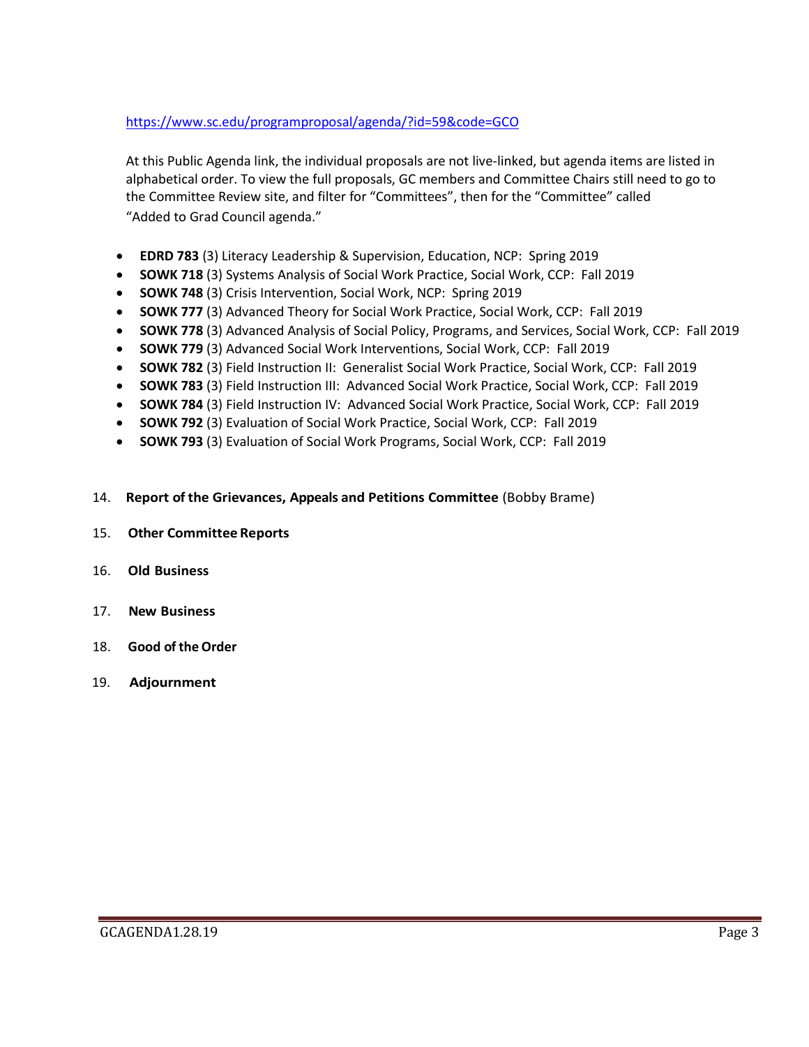https://www.sc.edu/programproposal/agenda/?id=59&code=GCO

At this Public Agenda link, the individual proposals are not live-linked, but agenda items are listed in alphabetical order. To view the full proposals, GC members and Committee Chairs still need to go to the Committee Review site, and filter for "Committees", then for the "Committee" called "Added to Grad Council agenda."

- **EDRD 783** (3) Literacy Leadership & Supervision, Education, NCP: Spring 2019
- **SOWK 718** (3) Systems Analysis of Social Work Practice, Social Work, CCP: Fall 2019
- **SOWK 748** (3) Crisis Intervention, Social Work, NCP: Spring 2019
- **SOWK 777** (3) Advanced Theory for Social Work Practice, Social Work, CCP: Fall 2019
- **SOWK 778** (3) Advanced Analysis of Social Policy, Programs, and Services, Social Work, CCP: Fall 2019
- **SOWK 779** (3) Advanced Social Work Interventions, Social Work, CCP: Fall 2019
- **SOWK 782** (3) Field Instruction II: Generalist Social Work Practice, Social Work, CCP: Fall 2019
- **SOWK 783** (3) Field Instruction III: Advanced Social Work Practice, Social Work, CCP: Fall 2019
- **SOWK 784** (3) Field Instruction IV: Advanced Social Work Practice, Social Work, CCP: Fall 2019
- **SOWK 792** (3) Evaluation of Social Work Practice, Social Work, CCP: Fall 2019
- **SOWK 793** (3) Evaluation of Social Work Programs, Social Work, CCP: Fall 2019

14. **Report of the Grievances, Appeals and Petitions Committee** (Bobby Brame)

15. **Other Committee Reports**

16. **Old Business**

17. **New Business**

18. **Good of the Order**

19. **Adjournment**